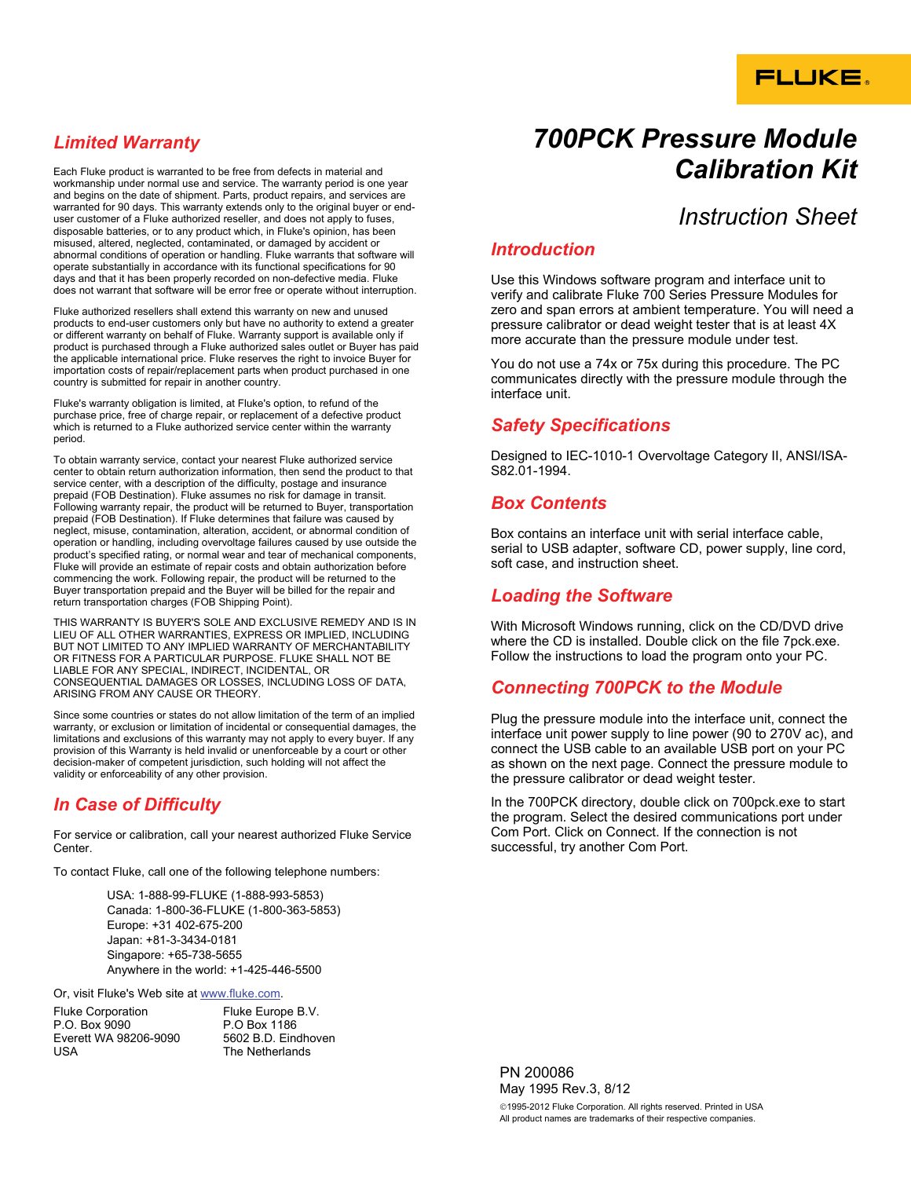FLUKE®

# 700PCK Pressure Module Calibration Kit

## Instruction Sheet

## Limited Warranty

Each Fluke product is warranted to be free from defects in material and workmanship under normal use and service. The warranty period is one year and begins on the date of shipment. Parts, product repairs, and services are warranted for 90 days. This warranty extends only to the original buyer or end-user customer of a Fluke authorized reseller, and does not apply to fuses, disposable batteries, or to any product which, in Fluke's opinion, has been misused, altered, neglected, contaminated, or damaged by accident or abnormal conditions of operation or handling. Fluke warrants that software will operate substantially in accordance with its functional specifications for 90 days and that it has been properly recorded on non-defective media. Fluke does not warrant that software will be error free or operate without interruption.

Fluke authorized resellers shall extend this warranty on new and unused products to end-user customers only but have no authority to extend a greater or different warranty on behalf of Fluke. Warranty support is available only if product is purchased through a Fluke authorized sales outlet or Buyer has paid the applicable international price. Fluke reserves the right to invoice Buyer for importation costs of repair/replacement parts when product purchased in one country is submitted for repair in another country.

Fluke's warranty obligation is limited, at Fluke's option, to refund of the purchase price, free of charge repair, or replacement of a defective product which is returned to a Fluke authorized service center within the warranty period.

To obtain warranty service, contact your nearest Fluke authorized service center to obtain return authorization information, then send the product to that service center, with a description of the difficulty, postage and insurance prepaid (FOB Destination). Fluke assumes no risk for damage in transit. Following warranty repair, the product will be returned to Buyer, transportation prepaid (FOB Destination). If Fluke determines that failure was caused by neglect, misuse, contamination, alteration, accident, or abnormal condition of operation or handling, including overvoltage failures caused by use outside the product's specified rating, or normal wear and tear of mechanical components, Fluke will provide an estimate of repair costs and obtain authorization before commencing the work. Following repair, the product will be returned to the Buyer transportation prepaid and the Buyer will be billed for the repair and return transportation charges (FOB Shipping Point).

THIS WARRANTY IS BUYER'S SOLE AND EXCLUSIVE REMEDY AND IS IN LIEU OF ALL OTHER WARRANTIES, EXPRESS OR IMPLIED, INCLUDING BUT NOT LIMITED TO ANY IMPLIED WARRANTY OF MERCHANTABILITY OR FITNESS FOR A PARTICULAR PURPOSE. FLUKE SHALL NOT BE LIABLE FOR ANY SPECIAL, INDIRECT, INCIDENTAL, OR CONSEQUENTIAL DAMAGES OR LOSSES, INCLUDING LOSS OF DATA, ARISING FROM ANY CAUSE OR THEORY.

Since some countries or states do not allow limitation of the term of an implied warranty, or exclusion or limitation of incidental or consequential damages, the limitations and exclusions of this warranty may not apply to every buyer. If any provision of this Warranty is held invalid or unenforceable by a court or other decision-maker of competent jurisdiction, such holding will not affect the validity or enforceability of any other provision.

## In Case of Difficulty

For service or calibration, call your nearest authorized Fluke Service Center.

To contact Fluke, call one of the following telephone numbers:

USA: 1-888-99-FLUKE (1-888-993-5853)
Canada: 1-800-36-FLUKE (1-800-363-5853)
Europe: +31 402-675-200
Japan: +81-3-3434-0181
Singapore: +65-738-5655
Anywhere in the world: +1-425-446-5500

Or, visit Fluke's Web site at www.fluke.com.

Fluke Corporation
P.O. Box 9090
Everett WA 98206-9090
USA

Fluke Europe B.V.
P.O Box 1186
5602 B.D. Eindhoven
The Netherlands

## Introduction

Use this Windows software program and interface unit to verify and calibrate Fluke 700 Series Pressure Modules for zero and span errors at ambient temperature. You will need a pressure calibrator or dead weight tester that is at least 4X more accurate than the pressure module under test.

You do not use a 74x or 75x during this procedure. The PC communicates directly with the pressure module through the interface unit.

## Safety Specifications

Designed to IEC-1010-1 Overvoltage Category II, ANSI/ISA-S82.01-1994.

## Box Contents

Box contains an interface unit with serial interface cable, serial to USB adapter, software CD, power supply, line cord, soft case, and instruction sheet.

## Loading the Software

With Microsoft Windows running, click on the CD/DVD drive where the CD is installed. Double click on the file 7pck.exe. Follow the instructions to load the program onto your PC.

## Connecting 700PCK to the Module

Plug the pressure module into the interface unit, connect the interface unit power supply to line power (90 to 270V ac), and connect the USB cable to an available USB port on your PC as shown on the next page. Connect the pressure module to the pressure calibrator or dead weight tester.

In the 700PCK directory, double click on 700pck.exe to start the program. Select the desired communications port under Com Port. Click on Connect. If the connection is not successful, try another Com Port.

PN 200086
May 1995 Rev.3, 8/12
©1995-2012 Fluke Corporation. All rights reserved. Printed in USA
All product names are trademarks of their respective companies.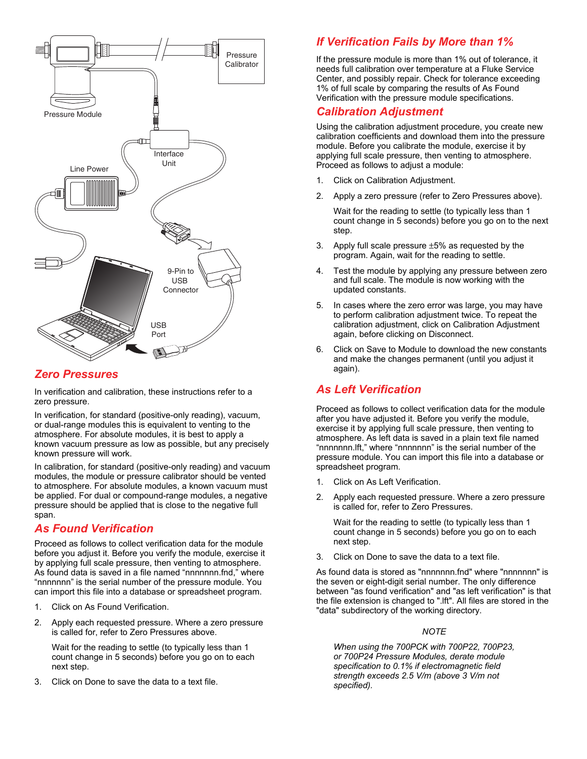Pressure Module

Pressure Calibrator

Interface Unit

Line Power

9-Pin to USB Connector

USB Port

## Zero Pressures

In verification and calibration, these instructions refer to a zero pressure.

In verification, for standard (positive-only reading), vacuum, or dual-range modules this is equivalent to venting to the atmosphere. For absolute modules, it is best to apply a known vacuum pressure as low as possible, but any precisely known pressure will work.

In calibration, for standard (positive-only reading) and vacuum modules, the module or pressure calibrator should be vented to atmosphere. For absolute modules, a known vacuum must be applied. For dual or compound-range modules, a negative pressure should be applied that is close to the negative full span.

## As Found Verification

Proceed as follows to collect verification data for the module before you adjust it. Before you verify the module, exercise it by applying full scale pressure, then venting to atmosphere. As found data is saved in a file named "nnnnnnn.fnd," where "nnnnnnn" is the serial number of the pressure module. You can import this file into a database or spreadsheet program.

1. Click on As Found Verification.
2. Apply each requested pressure. Where a zero pressure is called for, refer to Zero Pressures above.

   Wait for the reading to settle (to typically less than 1 count change in 5 seconds) before you go on to each next step.
3. Click on Done to save the data to a text file.

## If Verification Fails by More than 1%

If the pressure module is more than 1% out of tolerance, it needs full calibration over temperature at a Fluke Service Center, and possibly repair. Check for tolerance exceeding 1% of full scale by comparing the results of As Found Verification with the pressure module specifications.

## Calibration Adjustment

Using the calibration adjustment procedure, you create new calibration coefficients and download them into the pressure module. Before you calibrate the module, exercise it by applying full scale pressure, then venting to atmosphere. Proceed as follows to adjust a module:

1. Click on Calibration Adjustment.
2. Apply a zero pressure (refer to Zero Pressures above).

   Wait for the reading to settle (to typically less than 1 count change in 5 seconds) before you go on to the next step.
3. Apply full scale pressure ±5% as requested by the program. Again, wait for the reading to settle.
4. Test the module by applying any pressure between zero and full scale. The module is now working with the updated constants.
5. In cases where the zero error was large, you may have to perform calibration adjustment twice. To repeat the calibration adjustment, click on Calibration Adjustment again, before clicking on Disconnect.
6. Click on Save to Module to download the new constants and make the changes permanent (until you adjust it again).

## As Left Verification

Proceed as follows to collect verification data for the module after you have adjusted it. Before you verify the module, exercise it by applying full scale pressure, then venting to atmosphere. As left data is saved in a plain text file named "nnnnnnn.lft," where "nnnnnnn" is the serial number of the pressure module. You can import this file into a database or spreadsheet program.

1. Click on As Left Verification.
2. Apply each requested pressure. Where a zero pressure is called for, refer to Zero Pressures.

   Wait for the reading to settle (to typically less than 1 count change in 5 seconds) before you go on to each next step.
3. Click on Done to save the data to a text file.

As found data is stored as "nnnnnnn.fnd" where "nnnnnnn" is the seven or eight-digit serial number. The only difference between "as found verification" and "as left verification" is that the file extension is changed to ".lft". All files are stored in the "data" subdirectory of the working directory.

*NOTE*

*When using the 700PCK with 700P22, 700P23, or 700P24 Pressure Modules, derate module specification to 0.1% if electromagnetic field strength exceeds 2.5 V/m (above 3 V/m not specified).*